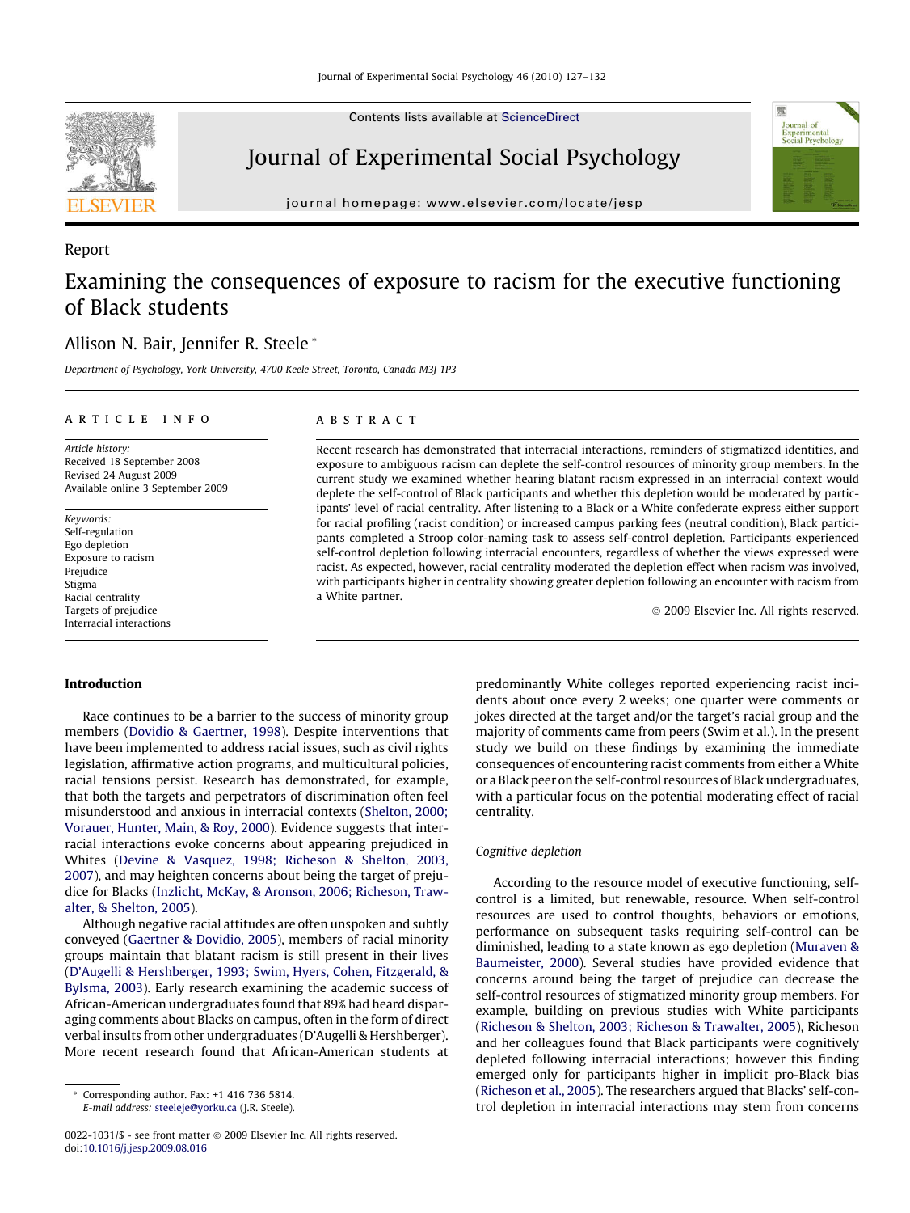Report

# Examining the consequences of exposure to racism for the executive functioning of Black students

Allison N. Bair, Jennifer R. Steele *

*Department of Psychology, York University, 4700 Keele Street, Toronto, Canada M3J 1P3*

**ARTICLE INFO**

*Article history:*
Received 18 September 2008
Revised 24 August 2009
Available online 3 September 2009

*Keywords:*
Self-regulation
Ego depletion
Exposure to racism
Prejudice
Stigma
Racial centrality
Targets of prejudice
Interracial interactions

**ABSTRACT**

Recent research has demonstrated that interracial interactions, reminders of stigmatized identities, and exposure to ambiguous racism can deplete the self-control resources of minority group members. In the current study we examined whether hearing blatant racism expressed in an interracial context would deplete the self-control of Black participants and whether this depletion would be moderated by participants' level of racial centrality. After listening to a Black or a White confederate express either support for racial profiling (racist condition) or increased campus parking fees (neutral condition), Black participants completed a Stroop color-naming task to assess self-control depletion. Participants experienced self-control depletion following interracial encounters, regardless of whether the views expressed were racist. As expected, however, racial centrality moderated the depletion effect when racism was involved, with participants higher in centrality showing greater depletion following an encounter with racism from a White partner.

© 2009 Elsevier Inc. All rights reserved.

## Introduction

Race continues to be a barrier to the success of minority group members (Dovidio & Gaertner, 1998). Despite interventions that have been implemented to address racial issues, such as civil rights legislation, affirmative action programs, and multicultural policies, racial tensions persist. Research has demonstrated, for example, that both the targets and perpetrators of discrimination often feel misunderstood and anxious in interracial contexts (Shelton, 2000; Vorauer, Hunter, Main, & Roy, 2000). Evidence suggests that interracial interactions evoke concerns about appearing prejudiced in Whites (Devine & Vasquez, 1998; Richeson & Shelton, 2003, 2007), and may heighten concerns about being the target of prejudice for Blacks (Inzlicht, McKay, & Aronson, 2006; Richeson, Trawalter, & Shelton, 2005).

Although negative racial attitudes are often unspoken and subtly conveyed (Gaertner & Dovidio, 2005), members of racial minority groups maintain that blatant racism is still present in their lives (D'Augelli & Hershberger, 1993; Swim, Hyers, Cohen, Fitzgerald, & Bylsma, 2003). Early research examining the academic success of African-American undergraduates found that 89% had heard disparaging comments about Blacks on campus, often in the form of direct verbal insults from other undergraduates (D'Augelli & Hershberger). More recent research found that African-American students at predominantly White colleges reported experiencing racist incidents about once every 2 weeks; one quarter were comments or jokes directed at the target and/or the target's racial group and the majority of comments came from peers (Swim et al.). In the present study we build on these findings by examining the immediate consequences of encountering racist comments from either a White or a Black peer on the self-control resources of Black undergraduates, with a particular focus on the potential moderating effect of racial centrality.

### Cognitive depletion

According to the resource model of executive functioning, self-control is a limited, but renewable, resource. When self-control resources are used to control thoughts, behaviors or emotions, performance on subsequent tasks requiring self-control can be diminished, leading to a state known as ego depletion (Muraven & Baumeister, 2000). Several studies have provided evidence that concerns around being the target of prejudice can decrease the self-control resources of stigmatized minority group members. For example, building on previous studies with White participants (Richeson & Shelton, 2003; Richeson & Trawalter, 2005), Richeson and her colleagues found that Black participants were cognitively depleted following interracial interactions; however this finding emerged only for participants higher in implicit pro-Black bias (Richeson et al., 2005). The researchers argued that Blacks' self-control depletion in interracial interactions may stem from concerns

* Corresponding author. Fax: +1 416 736 5814.
*E-mail address:* steeleje@yorku.ca (J.R. Steele).

0022-1031/$ - see front matter © 2009 Elsevier Inc. All rights reserved.
doi:10.1016/j.jesp.2009.08.016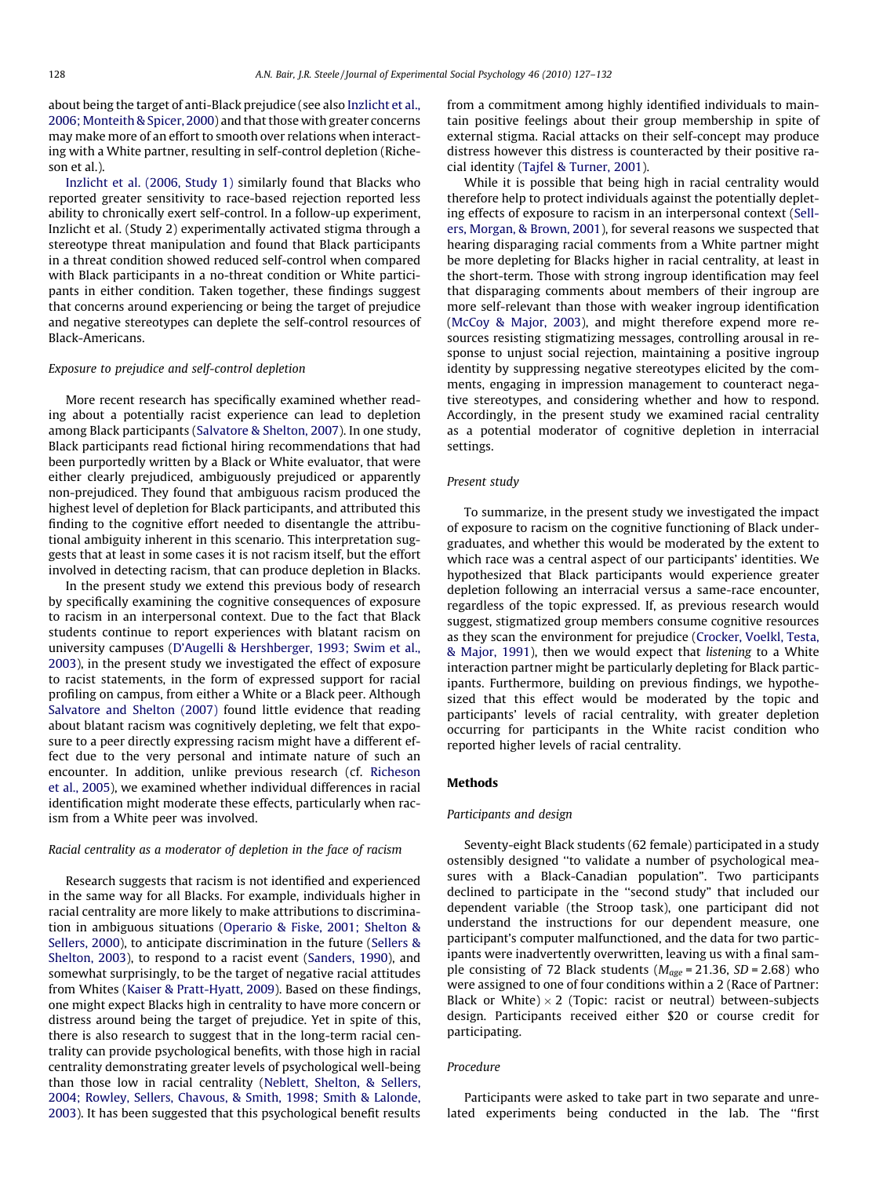about being the target of anti-Black prejudice (see also Inzlicht et al., 2006; Monteith & Spicer, 2000) and that those with greater concerns may make more of an effort to smooth over relations when interacting with a White partner, resulting in self-control depletion (Richeson et al.).

Inzlicht et al. (2006, Study 1) similarly found that Blacks who reported greater sensitivity to race-based rejection reported less ability to chronically exert self-control. In a follow-up experiment, Inzlicht et al. (Study 2) experimentally activated stigma through a stereotype threat manipulation and found that Black participants in a threat condition showed reduced self-control when compared with Black participants in a no-threat condition or White participants in either condition. Taken together, these findings suggest that concerns around experiencing or being the target of prejudice and negative stereotypes can deplete the self-control resources of Black-Americans.

### *Exposure to prejudice and self-control depletion*

More recent research has specifically examined whether reading about a potentially racist experience can lead to depletion among Black participants (Salvatore & Shelton, 2007). In one study, Black participants read fictional hiring recommendations that had been purportedly written by a Black or White evaluator, that were either clearly prejudiced, ambiguously prejudiced or apparently non-prejudiced. They found that ambiguous racism produced the highest level of depletion for Black participants, and attributed this finding to the cognitive effort needed to disentangle the attributional ambiguity inherent in this scenario. This interpretation suggests that at least in some cases it is not racism itself, but the effort involved in detecting racism, that can produce depletion in Blacks.

In the present study we extend this previous body of research by specifically examining the cognitive consequences of exposure to racism in an interpersonal context. Due to the fact that Black students continue to report experiences with blatant racism on university campuses (D'Augelli & Hershberger, 1993; Swim et al., 2003), in the present study we investigated the effect of exposure to racist statements, in the form of expressed support for racial profiling on campus, from either a White or a Black peer. Although Salvatore and Shelton (2007) found little evidence that reading about blatant racism was cognitively depleting, we felt that exposure to a peer directly expressing racism might have a different effect due to the very personal and intimate nature of such an encounter. In addition, unlike previous research (cf. Richeson et al., 2005), we examined whether individual differences in racial identification might moderate these effects, particularly when racism from a White peer was involved.

### *Racial centrality as a moderator of depletion in the face of racism*

Research suggests that racism is not identified and experienced in the same way for all Blacks. For example, individuals higher in racial centrality are more likely to make attributions to discrimination in ambiguous situations (Operario & Fiske, 2001; Shelton & Sellers, 2000), to anticipate discrimination in the future (Sellers & Shelton, 2003), to respond to a racist event (Sanders, 1990), and somewhat surprisingly, to be the target of negative racial attitudes from Whites (Kaiser & Pratt-Hyatt, 2009). Based on these findings, one might expect Blacks high in centrality to have more concern or distress around being the target of prejudice. Yet in spite of this, there is also research to suggest that in the long-term racial centrality can provide psychological benefits, with those high in racial centrality demonstrating greater levels of psychological well-being than those low in racial centrality (Neblett, Shelton, & Sellers, 2004; Rowley, Sellers, Chavous, & Smith, 1998; Smith & Lalonde, 2003). It has been suggested that this psychological benefit results from a commitment among highly identified individuals to maintain positive feelings about their group membership in spite of external stigma. Racial attacks on their self-concept may produce distress however this distress is counteracted by their positive racial identity (Tajfel & Turner, 2001).

While it is possible that being high in racial centrality would therefore help to protect individuals against the potentially depleting effects of exposure to racism in an interpersonal context (Sellers, Morgan, & Brown, 2001), for several reasons we suspected that hearing disparaging racial comments from a White partner might be more depleting for Blacks higher in racial centrality, at least in the short-term. Those with strong ingroup identification may feel that disparaging comments about members of their ingroup are more self-relevant than those with weaker ingroup identification (McCoy & Major, 2003), and might therefore expend more resources resisting stigmatizing messages, controlling arousal in response to unjust social rejection, maintaining a positive ingroup identity by suppressing negative stereotypes elicited by the comments, engaging in impression management to counteract negative stereotypes, and considering whether and how to respond. Accordingly, in the present study we examined racial centrality as a potential moderator of cognitive depletion in interracial settings.

### *Present study*

To summarize, in the present study we investigated the impact of exposure to racism on the cognitive functioning of Black undergraduates, and whether this would be moderated by the extent to which race was a central aspect of our participants' identities. We hypothesized that Black participants would experience greater depletion following an interracial versus same-race encounter, regardless of the topic expressed. If, as previous research would suggest, stigmatized group members consume cognitive resources as they scan the environment for prejudice (Crocker, Voelkl, Testa, & Major, 1991), then we would expect that *listening* to a White interaction partner might be particularly depleting for Black participants. Furthermore, building on previous findings, we hypothesized that this effect would be moderated by the topic and participants' levels of racial centrality, with greater depletion occurring for participants in the White racist condition who reported higher levels of racial centrality.

## Methods

### *Participants and design*

Seventy-eight Black students (62 female) participated in a study ostensibly designed "to validate a number of psychological measures with a Black-Canadian population". Two participants declined to participate in the "second study" that included our dependent variable (the Stroop task), one participant did not understand the instructions for our dependent measure, one participant's computer malfunctioned, and the data for two participants were inadvertently overwritten, leaving us with a final sample consisting of 72 Black students ($M_{age} = 21.36$, $SD = 2.68$) who were assigned to one of four conditions within a 2 (Race of Partner: Black or White) × 2 (Topic: racist or neutral) between-subjects design. Participants received either \$20 or course credit for participating.

### *Procedure*

Participants were asked to take part in two separate and unrelated experiments being conducted in the lab. The "first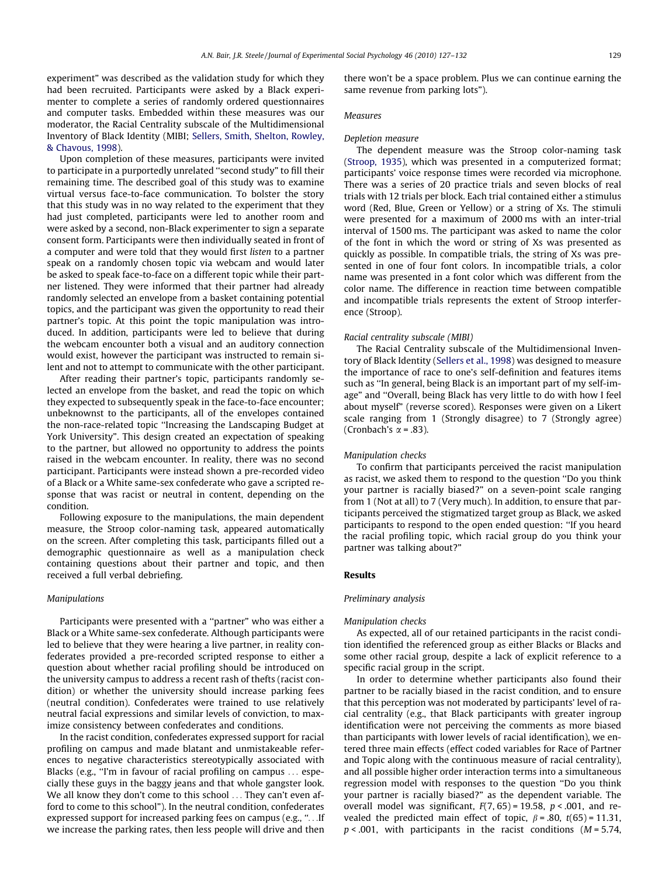experiment" was described as the validation study for which they had been recruited. Participants were asked by a Black experimenter to complete a series of randomly ordered questionnaires and computer tasks. Embedded within these measures was our moderator, the Racial Centrality subscale of the Multidimensional Inventory of Black Identity (MIBI; Sellers, Smith, Shelton, Rowley, & Chavous, 1998).

Upon completion of these measures, participants were invited to participate in a purportedly unrelated "second study" to fill their remaining time. The described goal of this study was to examine virtual versus face-to-face communication. To bolster the story that this study was in no way related to the experiment that they had just completed, participants were led to another room and were asked by a second, non-Black experimenter to sign a separate consent form. Participants were then individually seated in front of a computer and were told that they would first *listen* to a partner speak on a randomly chosen topic via webcam and would later be asked to speak face-to-face on a different topic while their partner listened. They were informed that their partner had already randomly selected an envelope from a basket containing potential topics, and the participant was given the opportunity to read their partner's topic. At this point the topic manipulation was introduced. In addition, participants were led to believe that during the webcam encounter both a visual and an auditory connection would exist, however the participant was instructed to remain silent and not to attempt to communicate with the other participant.

After reading their partner's topic, participants randomly selected an envelope from the basket, and read the topic on which they expected to subsequently speak in the face-to-face encounter; unbeknownst to the participants, all of the envelopes contained the non-race-related topic "Increasing the Landscaping Budget at York University". This design created an expectation of speaking to the partner, but allowed no opportunity to address the points raised in the webcam encounter. In reality, there was no second participant. Participants were instead shown a pre-recorded video of a Black or a White same-sex confederate who gave a scripted response that was racist or neutral in content, depending on the condition.

Following exposure to the manipulations, the main dependent measure, the Stroop color-naming task, appeared automatically on the screen. After completing this task, participants filled out a demographic questionnaire as well as a manipulation check containing questions about their partner and topic, and then received a full verbal debriefing.

### Manipulations

Participants were presented with a "partner" who was either a Black or a White same-sex confederate. Although participants were led to believe that they were hearing a live partner, in reality confederates provided a pre-recorded scripted response to either a question about whether racial profiling should be introduced on the university campus to address a recent rash of thefts (racist condition) or whether the university should increase parking fees (neutral condition). Confederates were trained to use relatively neutral facial expressions and similar levels of conviction, to maximize consistency between confederates and conditions.

In the racist condition, confederates expressed support for racial profiling on campus and made blatant and unmistakeable references to negative characteristics stereotypically associated with Blacks (e.g., "I'm in favour of racial profiling on campus ... especially these guys in the baggy jeans and that whole gangster look. We all know they don't come to this school ... They can't even afford to come to this school"). In the neutral condition, confederates expressed support for increased parking fees on campus (e.g., "...If we increase the parking rates, then less people will drive and then there won't be a space problem. Plus we can continue earning the same revenue from parking lots").

### Measures

#### Depletion measure

The dependent measure was the Stroop color-naming task (Stroop, 1935), which was presented in a computerized format; participants' voice response times were recorded via microphone. There was a series of 20 practice trials and seven blocks of real trials with 12 trials per block. Each trial contained either a stimulus word (Red, Blue, Green or Yellow) or a string of Xs. The stimuli were presented for a maximum of 2000 ms with an inter-trial interval of 1500 ms. The participant was asked to name the color of the font in which the word or string of Xs was presented as quickly as possible. In compatible trials, the string of Xs was presented in one of four font colors. In incompatible trials, a color name was presented in a font color which was different from the color name. The difference in reaction time between compatible and incompatible trials represents the extent of Stroop interference (Stroop).

#### Racial centrality subscale (MIBI)

The Racial Centrality subscale of the Multidimensional Inventory of Black Identity (Sellers et al., 1998) was designed to measure the importance of race to one's self-definition and features items such as "In general, being Black is an important part of my self-image" and "Overall, being Black has very little to do with how I feel about myself" (reverse scored). Responses were given on a Likert scale ranging from 1 (Strongly disagree) to 7 (Strongly agree) (Cronbach's $\alpha = .83$).

#### Manipulation checks

To confirm that participants perceived the racist manipulation as racist, we asked them to respond to the question "Do you think your partner is racially biased?" on a seven-point scale ranging from 1 (Not at all) to 7 (Very much). In addition, to ensure that participants perceived the stigmatized target group as Black, we asked participants to respond to the open ended question: "If you heard the racial profiling topic, which racial group do you think your partner was talking about?"

## Results

### Preliminary analysis

#### Manipulation checks

As expected, all of our retained participants in the racist condition identified the referenced group as either Blacks or Blacks and some other racial group, despite a lack of explicit reference to a specific racial group in the script.

In order to determine whether participants also found their partner to be racially biased in the racist condition, and to ensure that this perception was not moderated by participants' level of racial centrality (e.g., that Black participants with greater ingroup identification were not perceiving the comments as more biased than participants with lower levels of racial identification), we entered three main effects (effect coded variables for Race of Partner and Topic along with the continuous measure of racial centrality), and all possible higher order interaction terms into a simultaneous regression model with responses to the question "Do you think your partner is racially biased?" as the dependent variable. The overall model was significant, $F(7, 65) = 19.58$, $p < .001$, and revealed the predicted main effect of topic, $\beta = .80$, $t(65) = 11.31$, $p < .001$, with participants in the racist conditions ($M = 5.74$,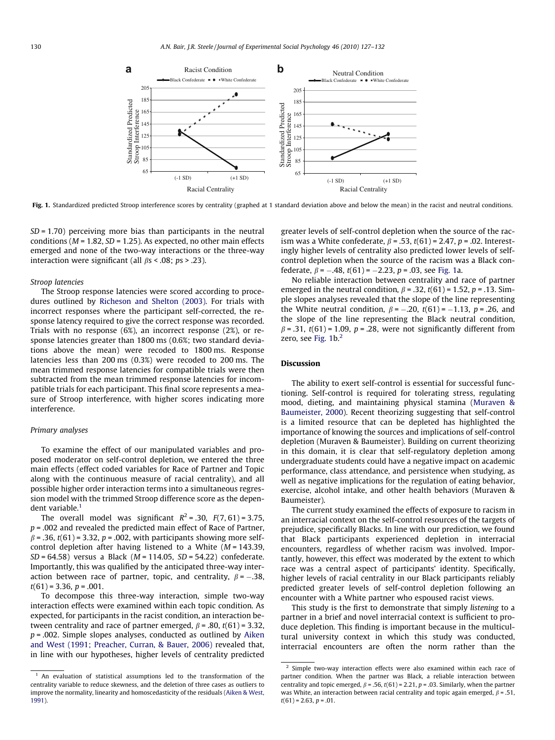**Fig. 1.** Standardized predicted Stroop interference scores by centrality (graphed at 1 standard deviation above and below the mean) in the racist and neutral conditions.

$SD = 1.70$) perceiving more bias than participants in the neutral conditions ($M = 1.82$, $SD = 1.25$). As expected, no other main effects emerged and none of the two-way interactions or the three-way interaction were significant (all $\beta$s < .08; $p$s > .23).

### Stroop latencies

The Stroop response latencies were scored according to procedures outlined by Richeson and Shelton (2003). For trials with incorrect responses where the participant self-corrected, the response latency required to give the correct response was recorded. Trials with no response (6%), an incorrect response (2%), or response latencies greater than 1800 ms (0.6%; two standard deviations above the mean) were recoded to 1800 ms. Response latencies less than 200 ms (0.3%) were recoded to 200 ms. The mean trimmed response latencies for compatible trials were then subtracted from the mean trimmed response latencies for incompatible trials for each participant. This final score represents a measure of Stroop interference, with higher scores indicating more interference.

### Primary analyses

To examine the effect of our manipulated variables and proposed moderator on self-control depletion, we entered the three main effects (effect coded variables for Race of Partner and Topic along with the continuous measure of racial centrality), and all possible higher order interaction terms into a simultaneous regression model with the trimmed Stroop difference score as the dependent variable.[1]

The overall model was significant $R^2 = .30$, $F(7, 61) = 3.75$, $p = .002$ and revealed the predicted main effect of Race of Partner, $\beta = .36$, $t(61) = 3.32$, $p = .002$, with participants showing more self-control depletion after having listened to a White ($M = 143.39$, $SD = 64.58$) versus a Black ($M = 114.05$, $SD = 54.22$) confederate. Importantly, this was qualified by the anticipated three-way interaction between race of partner, topic, and centrality, $\beta = -.38$, $t(61) = 3.36$, $p = .001$.

To decompose this three-way interaction, simple two-way interaction effects were examined within each topic condition. As expected, for participants in the racist condition, an interaction between centrality and race of partner emerged, $\beta = .80$, $t(61) = 3.32$, $p = .002$. Simple slopes analyses, conducted as outlined by Aiken and West (1991; Preacher, Curran, & Bauer, 2006) revealed that, in line with our hypotheses, higher levels of centrality predicted greater levels of self-control depletion when the source of the racism was a White confederate, $\beta = .53$, $t(61) = 2.47$, $p = .02$. Interestingly higher levels of centrality also predicted lower levels of self-control depletion when the source of the racism was a Black confederate, $\beta = -.48$, $t(61) = -2.23$, $p = .03$, see Fig. 1a.

No reliable interaction between centrality and race of partner emerged in the neutral condition, $\beta = .32$, $t(61) = 1.52$, $p = .13$. Simple slopes analyses revealed that the slope of the line representing the White neutral condition, $\beta = -.20$, $t(61) = -1.13$, $p = .26$, and the slope of the line representing the Black neutral condition, $\beta = .31$, $t(61) = 1.09$, $p = .28$, were not significantly different from zero, see Fig. 1b.[2]

## Discussion

The ability to exert self-control is essential for successful functioning. Self-control is required for tolerating stress, regulating mood, dieting, and maintaining physical stamina (Muraven & Baumeister, 2000). Recent theorizing suggesting that self-control is a limited resource that can be depleted has highlighted the importance of knowing the sources and implications of self-control depletion (Muraven & Baumeister). Building on current theorizing in this domain, it is clear that self-regulatory depletion among undergraduate students could have a negative impact on academic performance, class attendance, and persistence when studying, as well as negative implications for the regulation of eating behavior, exercise, alcohol intake, and other health behaviors (Muraven & Baumeister).

The current study examined the effects of exposure to racism in an interracial context on the self-control resources of the targets of prejudice, specifically Blacks. In line with our prediction, we found that Black participants experienced depletion in interracial encounters, regardless of whether racism was involved. Importantly, however, this effect was moderated by the extent to which race was a central aspect of participants' identity. Specifically, higher levels of racial centrality in our Black participants reliably predicted greater levels of self-control depletion following an encounter with a White partner who espoused racist views.

This study is the first to demonstrate that simply *listening* to a partner in a brief and novel interracial context is sufficient to produce depletion. This finding is important because in the multicultural university context in which this study was conducted, interracial encounters are often the norm rather than the

---

[1] An evaluation of statistical assumptions led to the transformation of the centrality variable to reduce skewness, and the deletion of three cases as outliers to improve the normality, linearity and homoscedasticity of the residuals (Aiken & West, 1991).

[2] Simple two-way interaction effects were also examined within each race of partner condition. When the partner was Black, a reliable interaction between centrality and topic emerged, $\beta = .56$, $t(61) = 2.21$, $p = .03$. Similarly, when the partner was White, an interaction between racial centrality and topic again emerged, $\beta = .51$, $t(61) = 2.63$, $p = .01$.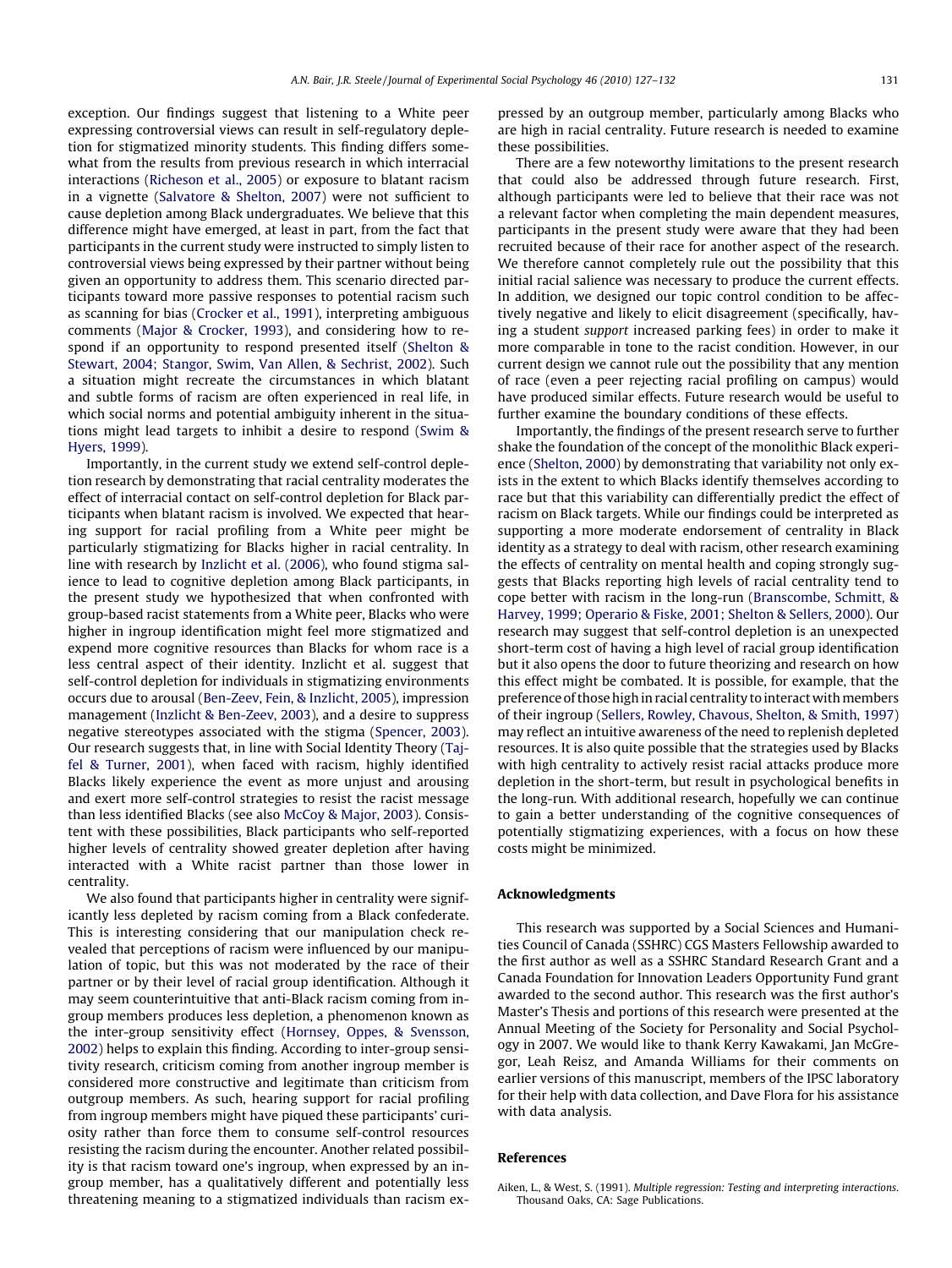exception. Our findings suggest that listening to a White peer expressing controversial views can result in self-regulatory depletion for stigmatized minority students. This finding differs somewhat from the results from previous research in which interracial interactions (Richeson et al., 2005) or exposure to blatant racism in a vignette (Salvatore & Shelton, 2007) were not sufficient to cause depletion among Black undergraduates. We believe that this difference might have emerged, at least in part, from the fact that participants in the current study were instructed to simply listen to controversial views being expressed by their partner without being given an opportunity to address them. This scenario directed participants toward more passive responses to potential racism such as scanning for bias (Crocker et al., 1991), interpreting ambiguous comments (Major & Crocker, 1993), and considering how to respond if an opportunity to respond presented itself (Shelton & Stewart, 2004; Stangor, Swim, Van Allen, & Sechrist, 2002). Such a situation might recreate the circumstances in which blatant and subtle forms of racism are often experienced in real life, in which social norms and potential ambiguity inherent in the situations might lead targets to inhibit a desire to respond (Swim & Hyers, 1999).

Importantly, in the current study we extend self-control depletion research by demonstrating that racial centrality moderates the effect of interracial contact on self-control depletion for Black participants when blatant racism is involved. We expected that hearing support for racial profiling from a White peer might be particularly stigmatizing for Blacks higher in racial centrality. In line with research by Inzlicht et al. (2006), who found stigma salience to lead to cognitive depletion among Black participants, in the present study we hypothesized that when confronted with group-based racist statements from a White peer, Blacks who were higher in ingroup identification might feel more stigmatized and expend more cognitive resources than Blacks for whom race is a less central aspect of their identity. Inzlicht et al. suggest that self-control depletion for individuals in stigmatizing environments occurs due to arousal (Ben-Zeev, Fein, & Inzlicht, 2005), impression management (Inzlicht & Ben-Zeev, 2003), and a desire to suppress negative stereotypes associated with the stigma (Spencer, 2003). Our research suggests that, in line with Social Identity Theory (Tajfel & Turner, 2001), when faced with racism, highly identified Blacks likely experience the event as more unjust and arousing and exert more self-control strategies to resist the racist message than less identified Blacks (see also McCoy & Major, 2003). Consistent with these possibilities, Black participants who self-reported higher levels of centrality showed greater depletion after having interacted with a White racist partner than those lower in centrality.

We also found that participants higher in centrality were significantly less depleted by racism coming from a Black confederate. This is interesting considering that our manipulation check revealed that perceptions of racism were influenced by our manipulation of topic, but this was not moderated by the race of their partner or by their level of racial group identification. Although it may seem counterintuitive that anti-Black racism coming from ingroup members produces less depletion, a phenomenon known as the inter-group sensitivity effect (Hornsey, Oppes, & Svensson, 2002) helps to explain this finding. According to inter-group sensitivity research, criticism coming from another ingroup member is considered more constructive and legitimate than criticism from outgroup members. As such, hearing support for racial profiling from ingroup members might have piqued these participants' curiosity rather than force them to consume self-control resources resisting the racism during the encounter. Another related possibility is that racism toward one's ingroup, when expressed by an ingroup member, has a qualitatively different and potentially less threatening meaning to a stigmatized individuals than racism expressed by an outgroup member, particularly among Blacks who are high in racial centrality. Future research is needed to examine these possibilities.

There are a few noteworthy limitations to the present research that could also be addressed through future research. First, although participants were led to believe that their race was not a relevant factor when completing the main dependent measures, participants in the present study were aware that they had been recruited because of their race for another aspect of the research. We therefore cannot completely rule out the possibility that this initial racial salience was necessary to produce the current effects. In addition, we designed our topic control condition to be affectively negative and likely to elicit disagreement (specifically, having a student *support* increased parking fees) in order to make it more comparable in tone to the racist condition. However, in our current design we cannot rule out the possibility that any mention of race (even a peer rejecting racial profiling on campus) would have produced similar effects. Future research would be useful to further examine the boundary conditions of these effects.

Importantly, the findings of the present research serve to further shake the foundation of the concept of the monolithic Black experience (Shelton, 2000) by demonstrating that variability not only exists in the extent to which Blacks identify themselves according to race but that this variability can differentially predict the effect of racism on Black targets. While our findings could be interpreted as supporting a more moderate endorsement of centrality in Black identity as a strategy to deal with racism, other research examining the effects of centrality on mental health and coping strongly suggests that Blacks reporting high levels of racial centrality tend to cope better with racism in the long-run (Branscombe, Schmitt, & Harvey, 1999; Operario & Fiske, 2001; Shelton & Sellers, 2000). Our research may suggest that self-control depletion is an unexpected short-term cost of having a high level of racial group identification but it also opens the door to future theorizing and research on how this effect might be combated. It is possible, for example, that the preference of those high in racial centrality to interact with members of their ingroup (Sellers, Rowley, Chavous, Shelton, & Smith, 1997) may reflect an intuitive awareness of the need to replenish depleted resources. It is also quite possible that the strategies used by Blacks with high centrality to actively resist racial attacks produce more depletion in the short-term, but result in psychological benefits in the long-run. With additional research, hopefully we can continue to gain a better understanding of the cognitive consequences of potentially stigmatizing experiences, with a focus on how these costs might be minimized.

## Acknowledgments

This research was supported by a Social Sciences and Humanities Council of Canada (SSHRC) CGS Masters Fellowship awarded to the first author as well as a SSHRC Standard Research Grant and a Canada Foundation for Innovation Leaders Opportunity Fund grant awarded to the second author. This research was the first author's Master's Thesis and portions of this research were presented at the Annual Meeting of the Society for Personality and Social Psychology in 2007. We would like to thank Kerry Kawakami, Jan McGregor, Leah Reisz, and Amanda Williams for their comments on earlier versions of this manuscript, members of the IPSC laboratory for their help with data collection, and Dave Flora for his assistance with data analysis.

## References

Aiken, L., & West, S. (1991). *Multiple regression: Testing and interpreting interactions*. Thousand Oaks, CA: Sage Publications.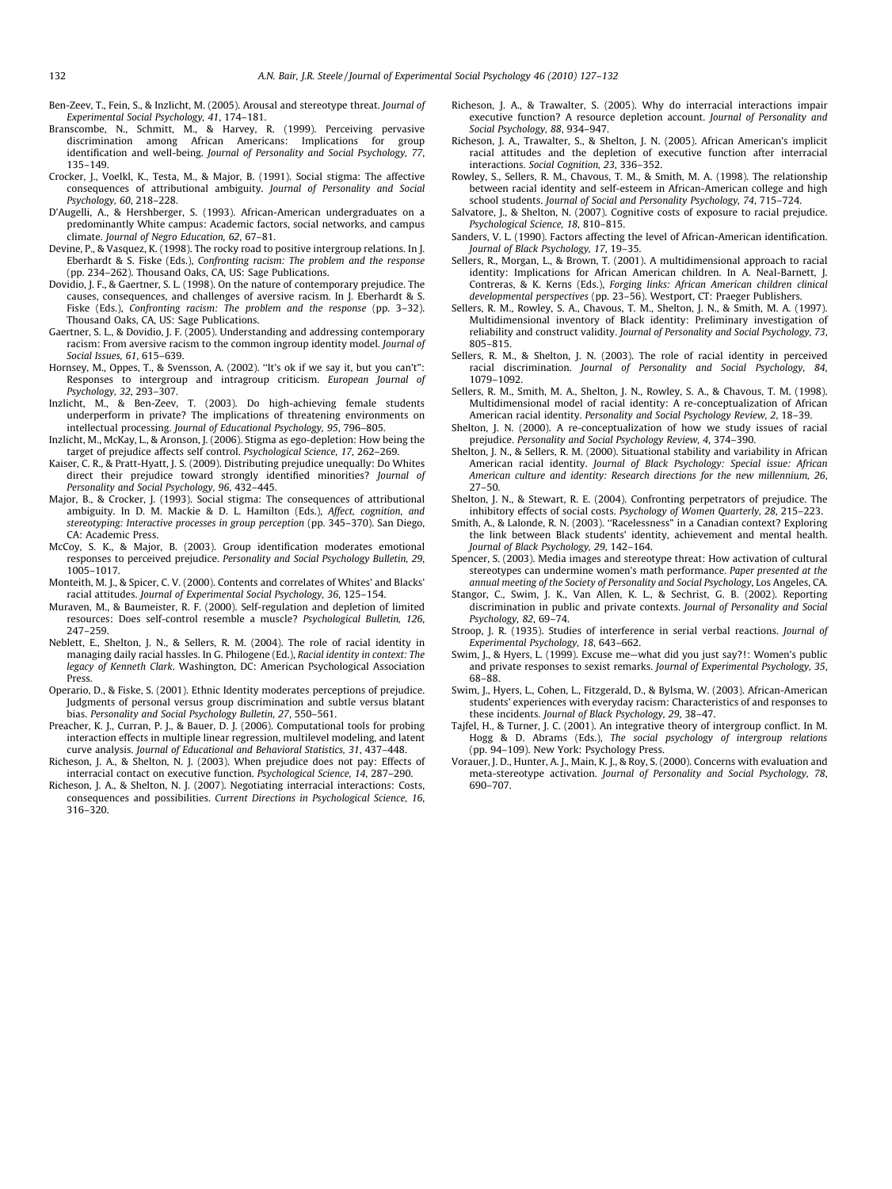Ben-Zeev, T., Fein, S., & Inzlicht, M. (2005). Arousal and stereotype threat. *Journal of Experimental Social Psychology, 41*, 174–181.

Branscombe, N., Schmitt, M., & Harvey, R. (1999). Perceiving pervasive discrimination among African Americans: Implications for group identification and well-being. *Journal of Personality and Social Psychology, 77*, 135–149.

Crocker, J., Voelkl, K., Testa, M., & Major, B. (1991). Social stigma: The affective consequences of attributional ambiguity. *Journal of Personality and Social Psychology, 60*, 218–228.

D'Augelli, A., & Hershberger, S. (1993). African-American undergraduates on a predominantly White campus: Academic factors, social networks, and campus climate. *Journal of Negro Education, 62*, 67–81.

Devine, P., & Vasquez, K. (1998). The rocky road to positive intergroup relations. In J. Eberhardt & S. Fiske (Eds.), *Confronting racism: The problem and the response* (pp. 234–262). Thousand Oaks, CA, US: Sage Publications.

Dovidio, J. F., & Gaertner, S. L. (1998). On the nature of contemporary prejudice. The causes, consequences, and challenges of aversive racism. In J. Eberhardt & S. Fiske (Eds.), *Confronting racism: The problem and the response* (pp. 3–32). Thousand Oaks, CA, US: Sage Publications.

Gaertner, S. L., & Dovidio, J. F. (2005). Understanding and addressing contemporary racism: From aversive racism to the common ingroup identity model. *Journal of Social Issues, 61*, 615–639.

Hornsey, M., Oppes, T., & Svensson, A. (2002). "It's ok if we say it, but you can't": Responses to intergroup and intragroup criticism. *European Journal of Psychology, 32*, 293–307.

Inzlicht, M., & Ben-Zeev, T. (2003). Do high-achieving female students underperform in private? The implications of threatening environments on intellectual processing. *Journal of Educational Psychology, 95*, 796–805.

Inzlicht, M., McKay, L., & Aronson, J. (2006). Stigma as ego-depletion: How being the target of prejudice affects self control. *Psychological Science, 17*, 262–269.

Kaiser, C. R., & Pratt-Hyatt, J. S. (2009). Distributing prejudice unequally: Do Whites direct their prejudice toward strongly identified minorities? *Journal of Personality and Social Psychology, 96*, 432–445.

Major, B., & Crocker, J. (1993). Social stigma: The consequences of attributional ambiguity. In D. M. Mackie & D. L. Hamilton (Eds.), *Affect, cognition, and stereotyping: Interactive processes in group perception* (pp. 345–370). San Diego, CA: Academic Press.

McCoy, S. K., & Major, B. (2003). Group identification moderates emotional responses to perceived prejudice. *Personality and Social Psychology Bulletin, 29*, 1005–1017.

Monteith, M. J., & Spicer, C. V. (2000). Contents and correlates of Whites' and Blacks' racial attitudes. *Journal of Experimental Social Psychology, 36*, 125–154.

Muraven, M., & Baumeister, R. F. (2000). Self-regulation and depletion of limited resources: Does self-control resemble a muscle? *Psychological Bulletin, 126*, 247–259.

Neblett, E., Shelton, J. N., & Sellers, R. M. (2004). The role of racial identity in managing daily racial hassles. In G. Philogene (Ed.), *Racial identity in context: The legacy of Kenneth Clark*. Washington, DC: American Psychological Association Press.

Operario, D., & Fiske, S. (2001). Ethnic Identity moderates perceptions of prejudice. Judgments of personal versus group discrimination and subtle versus blatant bias. *Personality and Social Psychology Bulletin, 27*, 550–561.

Preacher, K. J., Curran, P. J., & Bauer, D. J. (2006). Computational tools for probing interaction effects in multiple linear regression, multilevel modeling, and latent curve analysis. *Journal of Educational and Behavioral Statistics, 31*, 437–448.

Richeson, J. A., & Shelton, N. J. (2003). When prejudice does not pay: Effects of interracial contact on executive function. *Psychological Science, 14*, 287–290.

Richeson, J. A., & Shelton, N. J. (2007). Negotiating interracial interactions: Costs, consequences and possibilities. *Current Directions in Psychological Science, 16*, 316–320.

Richeson, J. A., & Trawalter, S. (2005). Why do interracial interactions impair executive function? A resource depletion account. *Journal of Personality and Social Psychology, 88*, 934–947.

Richeson, J. A., Trawalter, S., & Shelton, J. N. (2005). African American's implicit racial attitudes and the depletion of executive function after interracial interactions. *Social Cognition, 23*, 336–352.

Rowley, S., Sellers, R. M., Chavous, T. M., & Smith, M. A. (1998). The relationship between racial identity and self-esteem in African-American college and high school students. *Journal of Social and Personality Psychology, 74*, 715–724.

Salvatore, J., & Shelton, N. (2007). Cognitive costs of exposure to racial prejudice. *Psychological Science, 18*, 810–815.

Sanders, V. L. (1990). Factors affecting the level of African-American identification. *Journal of Black Psychology, 17*, 19–35.

Sellers, R., Morgan, L., & Brown, T. (2001). A multidimensional approach to racial identity: Implications for African American children. In A. Neal-Barnett, J. Contreras, & K. Kerns (Eds.), *Forging links: African American children clinical developmental perspectives* (pp. 23–56). Westport, CT: Praeger Publishers.

Sellers, R. M., Rowley, S. A., Chavous, T. M., Shelton, J. N., & Smith, M. A. (1997). Multidimensional inventory of Black identity: Preliminary investigation of reliability and construct validity. *Journal of Personality and Social Psychology, 73*, 805–815.

Sellers, R. M., & Shelton, J. N. (2003). The role of racial identity in perceived racial discrimination. *Journal of Personality and Social Psychology, 84*, 1079–1092.

Sellers, R. M., Smith, M. A., Shelton, J. N., Rowley, S. A., & Chavous, T. M. (1998). Multidimensional model of racial identity: A re-conceptualization of African American racial identity. *Personality and Social Psychology Review, 2*, 18–39.

Shelton, J. N. (2000). A re-conceptualization of how we study issues of racial prejudice. *Personality and Social Psychology Review, 4*, 374–390.

Shelton, J. N., & Sellers, R. M. (2000). Situational stability and variability in African American racial identity. *Journal of Black Psychology: Special issue: African American culture and identity: Research directions for the new millennium, 26*, 27–50.

Shelton, J. N., & Stewart, R. E. (2004). Confronting perpetrators of prejudice. The inhibitory effects of social costs. *Psychology of Women Quarterly, 28*, 215–223.

Smith, A., & Lalonde, R. N. (2003). "Racelessness" in a Canadian context? Exploring the link between Black students' identity, achievement and mental health. *Journal of Black Psychology, 29*, 142–164.

Spencer, S. (2003). Media images and stereotype threat: How activation of cultural stereotypes can undermine women's math performance. *Paper presented at the annual meeting of the Society of Personality and Social Psychology*, Los Angeles, CA.

Stangor, C., Swim, J. K., Van Allen, K. L., & Sechrist, G. B. (2002). Reporting discrimination in public and private contexts. *Journal of Personality and Social Psychology, 82*, 69–74.

Stroop, J. R. (1935). Studies of interference in serial verbal reactions. *Journal of Experimental Psychology, 18*, 643–662.

Swim, J., & Hyers, L. (1999). Excuse me—what did you just say?!: Women's public and private responses to sexist remarks. *Journal of Experimental Psychology, 35*, 68–88.

Swim, J., Hyers, L., Cohen, L., Fitzgerald, D., & Bylsma, W. (2003). African-American students' experiences with everyday racism: Characteristics of and responses to these incidents. *Journal of Black Psychology, 29*, 38–47.

Tajfel, H., & Turner, J. C. (2001). An integrative theory of intergroup conflict. In M. Hogg & D. Abrams (Eds.), *The social psychology of intergroup relations* (pp. 94–109). New York: Psychology Press.

Vorauer, J. D., Hunter, A. J., Main, K. J., & Roy, S. (2000). Concerns with evaluation and meta-stereotype activation. *Journal of Personality and Social Psychology, 78*, 690–707.